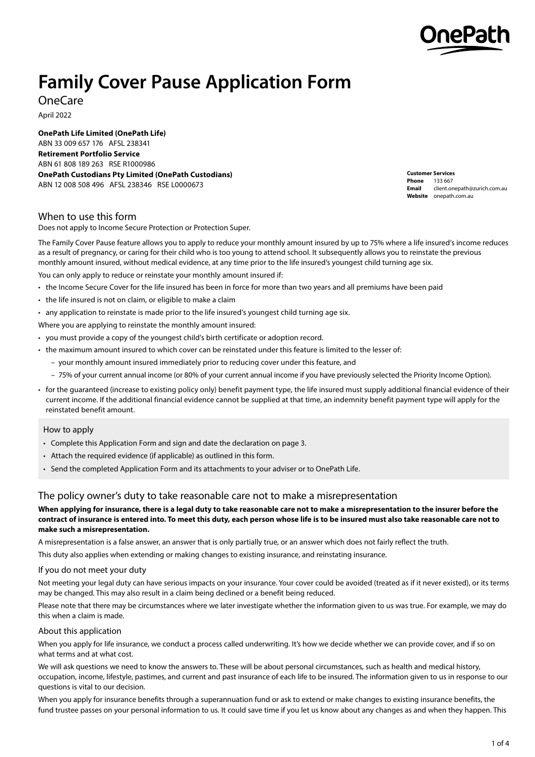# Family Cover Pause Application Form

OneCare

April 2022

**OnePath Life Limited (OnePath Life)**
ABN 33 009 657 176 AFSL 238341
**Retirement Portfolio Service**
ABN 61 808 189 263 RSE R1000986
**OnePath Custodians Pty Limited (OnePath Custodians)**
ABN 12 008 508 496 AFSL 238346 RSE L0000673

**Customer Services**
**Phone** 133 667
**Email** client.onepath@zurich.com.au
**Website** onepath.com.au

## When to use this form

Does not apply to Income Secure Protection or Protection Super.

The Family Cover Pause feature allows you to apply to reduce your monthly amount insured by up to 75% where a life insured's income reduces as a result of pregnancy, or caring for their child who is too young to attend school. It subsequently allows you to reinstate the previous monthly amount insured, without medical evidence, at any time prior to the life insured's youngest child turning age six.

You can only apply to reduce or reinstate your monthly amount insured if:

- the Income Secure Cover for the life insured has been in force for more than two years and all premiums have been paid
- the life insured is not on claim, or eligible to make a claim
- any application to reinstate is made prior to the life insured's youngest child turning age six.

Where you are applying to reinstate the monthly amount insured:

- you must provide a copy of the youngest child's birth certificate or adoption record.
- the maximum amount insured to which cover can be reinstated under this feature is limited to the lesser of:
  - your monthly amount insured immediately prior to reducing cover under this feature, and
  - 75% of your current annual income (or 80% of your current annual income if you have previously selected the Priority Income Option).
- for the guaranteed (increase to existing policy only) benefit payment type, the life insured must supply additional financial evidence of their current income. If the additional financial evidence cannot be supplied at that time, an indemnity benefit payment type will apply for the reinstated benefit amount.

### How to apply

- Complete this Application Form and sign and date the declaration on page 3.
- Attach the required evidence (if applicable) as outlined in this form.
- Send the completed Application Form and its attachments to your adviser or to OnePath Life.

## The policy owner's duty to take reasonable care not to make a misrepresentation

**When applying for insurance, there is a legal duty to take reasonable care not to make a misrepresentation to the insurer before the contract of insurance is entered into. To meet this duty, each person whose life is to be insured must also take reasonable care not to make such a misrepresentation.**

A misrepresentation is a false answer, an answer that is only partially true, or an answer which does not fairly reflect the truth.

This duty also applies when extending or making changes to existing insurance, and reinstating insurance.

### If you do not meet your duty

Not meeting your legal duty can have serious impacts on your insurance. Your cover could be avoided (treated as if it never existed), or its terms may be changed. This may also result in a claim being declined or a benefit being reduced.

Please note that there may be circumstances where we later investigate whether the information given to us was true. For example, we may do this when a claim is made.

### About this application

When you apply for life insurance, we conduct a process called underwriting. It's how we decide whether we can provide cover, and if so on what terms and at what cost.

We will ask questions we need to know the answers to. These will be about personal circumstances, such as health and medical history, occupation, income, lifestyle, pastimes, and current and past insurance of each life to be insured. The information given to us in response to our questions is vital to our decision.

When you apply for insurance benefits through a superannuation fund or ask to extend or make changes to existing insurance benefits, the fund trustee passes on your personal information to us. It could save time if you let us know about any changes as and when they happen. This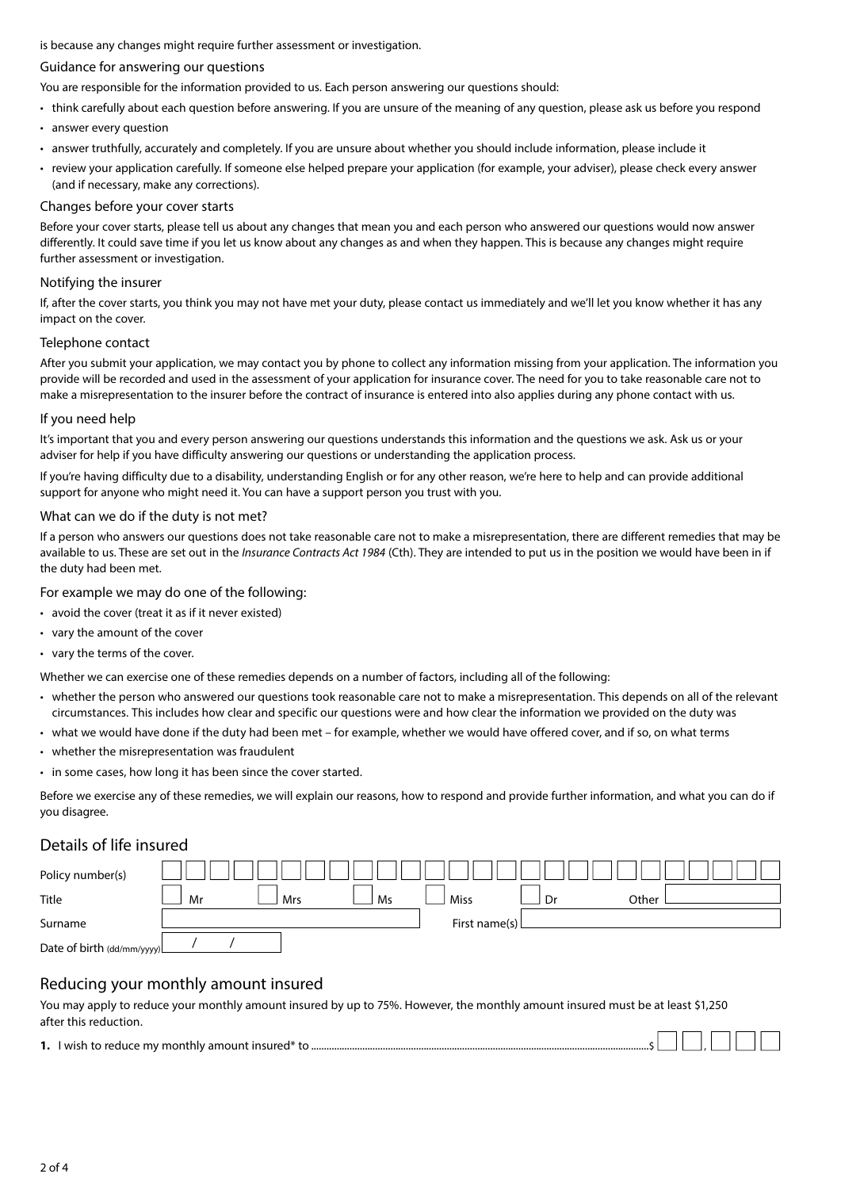is because any changes might require further assessment or investigation.

### Guidance for answering our questions

You are responsible for the information provided to us. Each person answering our questions should:

- think carefully about each question before answering. If you are unsure of the meaning of any question, please ask us before you respond
- answer every question
- answer truthfully, accurately and completely. If you are unsure about whether you should include information, please include it
- review your application carefully. If someone else helped prepare your application (for example, your adviser), please check every answer (and if necessary, make any corrections).

### Changes before your cover starts

Before your cover starts, please tell us about any changes that mean you and each person who answered our questions would now answer differently. It could save time if you let us know about any changes as and when they happen. This is because any changes might require further assessment or investigation.

### Notifying the insurer

If, after the cover starts, you think you may not have met your duty, please contact us immediately and we'll let you know whether it has any impact on the cover.

### Telephone contact

After you submit your application, we may contact you by phone to collect any information missing from your application. The information you provide will be recorded and used in the assessment of your application for insurance cover. The need for you to take reasonable care not to make a misrepresentation to the insurer before the contract of insurance is entered into also applies during any phone contact with us.

### If you need help

It's important that you and every person answering our questions understands this information and the questions we ask. Ask us or your adviser for help if you have difficulty answering our questions or understanding the application process.

If you're having difficulty due to a disability, understanding English or for any other reason, we're here to help and can provide additional support for anyone who might need it. You can have a support person you trust with you.

### What can we do if the duty is not met?

If a person who answers our questions does not take reasonable care not to make a misrepresentation, there are different remedies that may be available to us. These are set out in the *Insurance Contracts Act 1984* (Cth). They are intended to put us in the position we would have been in if the duty had been met.

For example we may do one of the following:

- avoid the cover (treat it as if it never existed)
- vary the amount of the cover
- vary the terms of the cover.

Whether we can exercise one of these remedies depends on a number of factors, including all of the following:

- whether the person who answered our questions took reasonable care not to make a misrepresentation. This depends on all of the relevant circumstances. This includes how clear and specific our questions were and how clear the information we provided on the duty was
- what we would have done if the duty had been met – for example, whether we would have offered cover, and if so, on what terms
- whether the misrepresentation was fraudulent
- in some cases, how long it has been since the cover started.

Before we exercise any of these remedies, we will explain our reasons, how to respond and provide further information, and what you can do if you disagree.

## Details of life insured

Policy number(s) ____________________

Title ☐ Mr ☐ Mrs ☐ Ms ☐ Miss ☐ Dr Other ____________

Surname ____________________ First name(s) ____________________

Date of birth (dd/mm/yyyy) ___ / ___ / ______

## Reducing your monthly amount insured

You may apply to reduce your monthly amount insured by up to 75%. However, the monthly amount insured must be at least $1,250 after this reduction.

**1.** I wish to reduce my monthly amount insured* to ........................................$ ☐☐,☐☐☐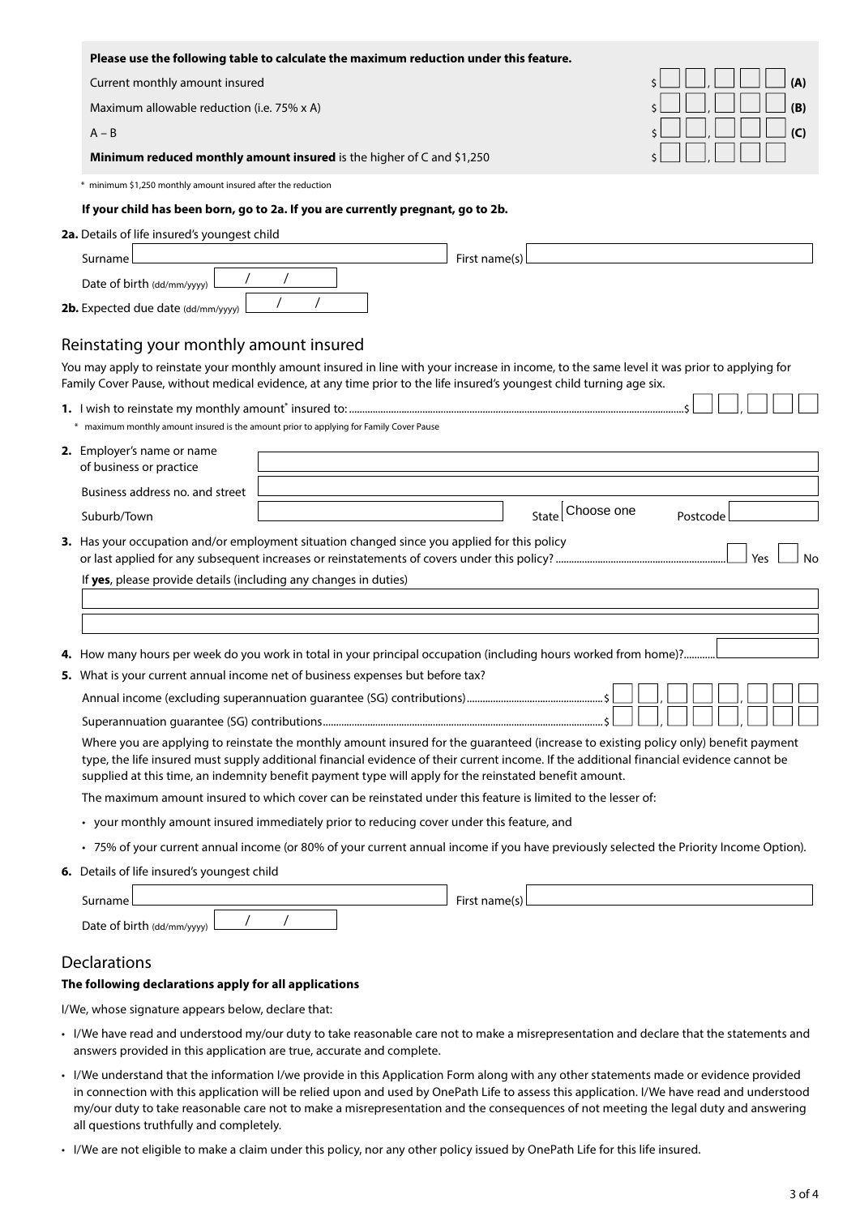**Please use the following table to calculate the maximum reduction under this feature.**

| | |
|---|---|
| Current monthly amount insured | $ __ __, __ __ __ **(A)** |
| Maximum allowable reduction (i.e. 75% x A) | $ __ __, __ __ __ **(B)** |
| A – B | $ __ __, __ __ __ **(C)** |
| **Minimum reduced monthly amount insured** is the higher of C and $1,250 | $ __ __, __ __ __ |

\* minimum $1,250 monthly amount insured after the reduction

**If your child has been born, go to 2a. If you are currently pregnant, go to 2b.**

**2a.** Details of life insured's youngest child

Surname ______________________ First name(s) ______________________

Date of birth (dd/mm/yyyy) __ / __ / ____

**2b.** Expected due date (dd/mm/yyyy) __ / __ / ____

## Reinstating your monthly amount insured

You may apply to reinstate your monthly amount insured in line with your increase in income, to the same level it was prior to applying for Family Cover Pause, without medical evidence, at any time prior to the life insured's youngest child turning age six.

**1.** I wish to reinstate my monthly amount* insured to: ........................................ $ __ __, __ __ __

\* maximum monthly amount insured is the amount prior to applying for Family Cover Pause

**2.** Employer's name or name of business or practice ______________________

Business address no. and street ______________________

Suburb/Town ______________________ State Choose one Postcode ________

**3.** Has your occupation and/or employment situation changed since you applied for this policy or last applied for any subsequent increases or reinstatements of covers under this policy? .................... ☐ Yes ☐ No

If **yes**, please provide details (including any changes in duties)

______________________

______________________

**4.** How many hours per week do you work in total in your principal occupation (including hours worked from home)? ............ ________

**5.** What is your current annual income net of business expenses but before tax?

Annual income (excluding superannuation guarantee (SG) contributions) .................... $ __ __, __ __ __, __ __ __

Superannuation guarantee (SG) contributions .................... $ __ __, __ __ __, __ __ __

Where you are applying to reinstate the monthly amount insured for the guaranteed (increase to existing policy only) benefit payment type, the life insured must supply additional financial evidence of their current income. If the additional financial evidence cannot be supplied at this time, an indemnity benefit payment type will apply for the reinstated benefit amount.

The maximum amount insured to which cover can be reinstated under this feature is limited to the lesser of:

- your monthly amount insured immediately prior to reducing cover under this feature, and
- 75% of your current annual income (or 80% of your current annual income if you have previously selected the Priority Income Option).

**6.** Details of life insured's youngest child

Surname ______________________ First name(s) ______________________

Date of birth (dd/mm/yyyy) __ / __ / ____

## Declarations

**The following declarations apply for all applications**

I/We, whose signature appears below, declare that:

- I/We have read and understood my/our duty to take reasonable care not to make a misrepresentation and declare that the statements and answers provided in this application are true, accurate and complete.
- I/We understand that the information I/we provide in this Application Form along with any other statements made or evidence provided in connection with this application will be relied upon and used by OnePath Life to assess this application. I/We have read and understood my/our duty to take reasonable care not to make a misrepresentation and the consequences of not meeting the legal duty and answering all questions truthfully and completely.
- I/We are not eligible to make a claim under this policy, nor any other policy issued by OnePath Life for this life insured.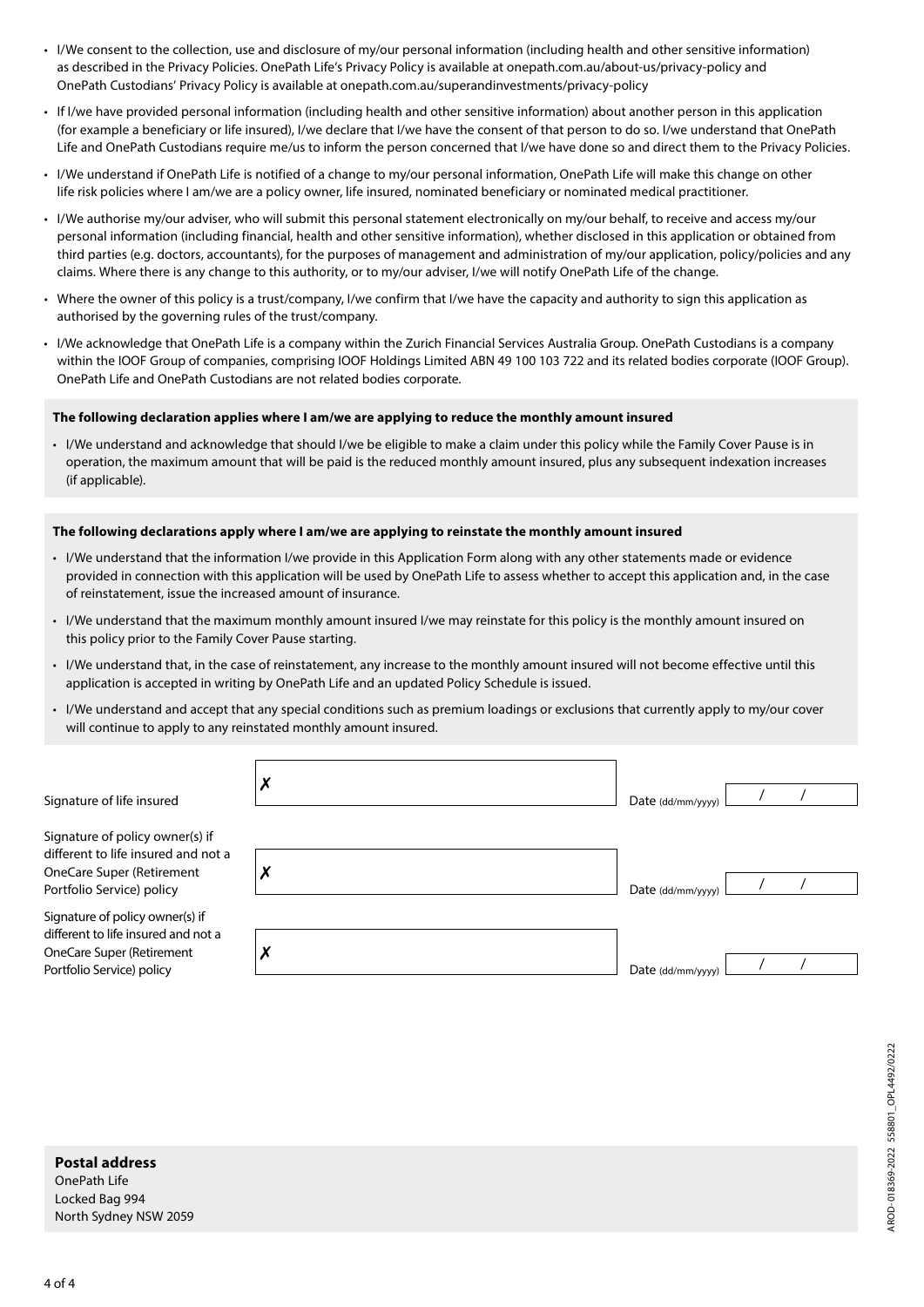- I/We consent to the collection, use and disclosure of my/our personal information (including health and other sensitive information) as described in the Privacy Policies. OnePath Life's Privacy Policy is available at onepath.com.au/about-us/privacy-policy and OnePath Custodians' Privacy Policy is available at onepath.com.au/superandinvestments/privacy-policy
- If I/we have provided personal information (including health and other sensitive information) about another person in this application (for example a beneficiary or life insured), I/we declare that I/we have the consent of that person to do so. I/we understand that OnePath Life and OnePath Custodians require me/us to inform the person concerned that I/we have done so and direct them to the Privacy Policies.
- I/We understand if OnePath Life is notified of a change to my/our personal information, OnePath Life will make this change on other life risk policies where I am/we are a policy owner, life insured, nominated beneficiary or nominated medical practitioner.
- I/We authorise my/our adviser, who will submit this personal statement electronically on my/our behalf, to receive and access my/our personal information (including financial, health and other sensitive information), whether disclosed in this application or obtained from third parties (e.g. doctors, accountants), for the purposes of management and administration of my/our application, policy/policies and any claims. Where there is any change to this authority, or to my/our adviser, I/we will notify OnePath Life of the change.
- Where the owner of this policy is a trust/company, I/we confirm that I/we have the capacity and authority to sign this application as authorised by the governing rules of the trust/company.
- I/We acknowledge that OnePath Life is a company within the Zurich Financial Services Australia Group. OnePath Custodians is a company within the IOOF Group of companies, comprising IOOF Holdings Limited ABN 49 100 103 722 and its related bodies corporate (IOOF Group). OnePath Life and OnePath Custodians are not related bodies corporate.

**The following declaration applies where I am/we are applying to reduce the monthly amount insured**

- I/We understand and acknowledge that should I/we be eligible to make a claim under this policy while the Family Cover Pause is in operation, the maximum amount that will be paid is the reduced monthly amount insured, plus any subsequent indexation increases (if applicable).

**The following declarations apply where I am/we are applying to reinstate the monthly amount insured**

- I/We understand that the information I/we provide in this Application Form along with any other statements made or evidence provided in connection with this application will be used by OnePath Life to assess whether to accept this application and, in the case of reinstatement, issue the increased amount of insurance.
- I/We understand that the maximum monthly amount insured I/we may reinstate for this policy is the monthly amount insured on this policy prior to the Family Cover Pause starting.
- I/We understand that, in the case of reinstatement, any increase to the monthly amount insured will not become effective until this application is accepted in writing by OnePath Life and an updated Policy Schedule is issued.
- I/We understand and accept that any special conditions such as premium loadings or exclusions that currently apply to my/our cover will continue to apply to any reinstated monthly amount insured.

| | | |
|---|---|---|
| Signature of life insured | ✗ | Date (dd/mm/yyyy) / / |
| Signature of policy owner(s) if different to life insured and not a OneCare Super (Retirement Portfolio Service) policy | ✗ | Date (dd/mm/yyyy) / / |
| Signature of policy owner(s) if different to life insured and not a OneCare Super (Retirement Portfolio Service) policy | ✗ | Date (dd/mm/yyyy) / / |

**Postal address**
OnePath Life
Locked Bag 994
North Sydney NSW 2059

AROD-018369-2022 558801_OPL4492/0222